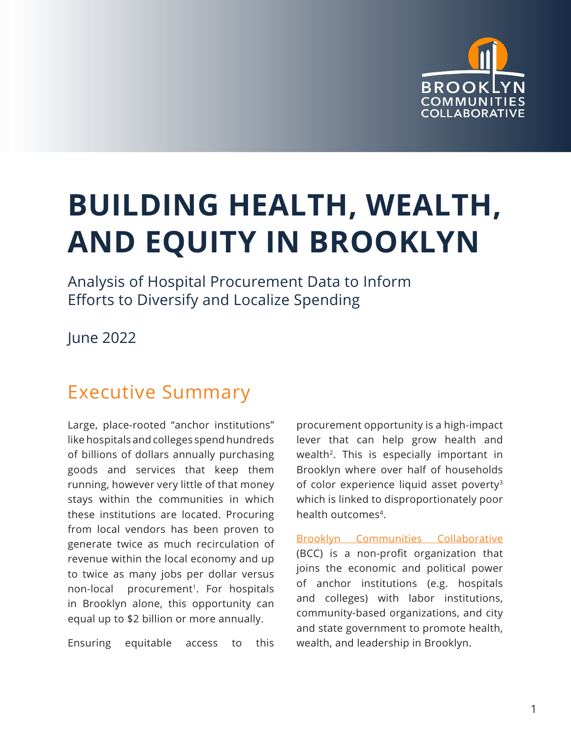# BUILDING HEALTH, WEALTH, AND EQUITY IN BROOKLYN

Analysis of Hospital Procurement Data to Inform Efforts to Diversify and Localize Spending

June 2022

## Executive Summary

Large, place-rooted "anchor institutions" like hospitals and colleges spend hundreds of billions of dollars annually purchasing goods and services that keep them running, however very little of that money stays within the communities in which these institutions are located. Procuring from local vendors has been proven to generate twice as much recirculation of revenue within the local economy and up to twice as many jobs per dollar versus non-local procurement[1]. For hospitals in Brooklyn alone, this opportunity can equal up to $2 billion or more annually.

Ensuring equitable access to this procurement opportunity is a high-impact lever that can help grow health and wealth[2]. This is especially important in Brooklyn where over half of households of color experience liquid asset poverty[3] which is linked to disproportionately poor health outcomes[4].

[Brooklyn Communities Collaborative](#) (BCC) is a non-profit organization that joins the economic and political power of anchor institutions (e.g. hospitals and colleges) with labor institutions, community-based organizations, and city and state government to promote health, wealth, and leadership in Brooklyn.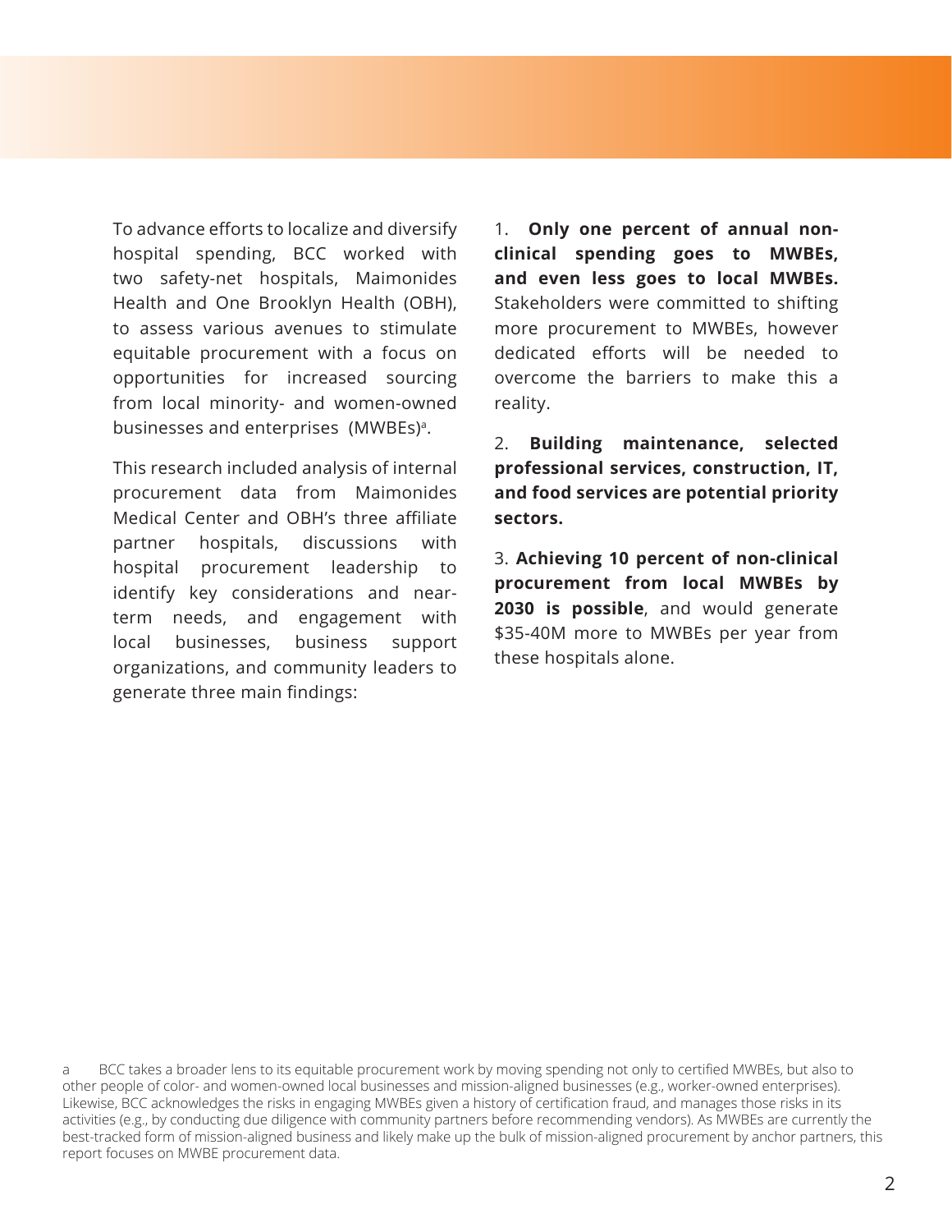To advance efforts to localize and diversify hospital spending, BCC worked with two safety-net hospitals, Maimonides Health and One Brooklyn Health (OBH), to assess various avenues to stimulate equitable procurement with a focus on opportunities for increased sourcing from local minority- and women-owned businesses and enterprises (MWBEs)[a].

This research included analysis of internal procurement data from Maimonides Medical Center and OBH's three affiliate partner hospitals, discussions with hospital procurement leadership to identify key considerations and near-term needs, and engagement with local businesses, business support organizations, and community leaders to generate three main findings:

1. **Only one percent of annual non-clinical spending goes to MWBEs, and even less goes to local MWBEs.** Stakeholders were committed to shifting more procurement to MWBEs, however dedicated efforts will be needed to overcome the barriers to make this a reality.

2. **Building maintenance, selected professional services, construction, IT, and food services are potential priority sectors.**

3. **Achieving 10 percent of non-clinical procurement from local MWBEs by 2030 is possible**, and would generate $35-40M more to MWBEs per year from these hospitals alone.

a BCC takes a broader lens to its equitable procurement work by moving spending not only to certified MWBEs, but also to other people of color- and women-owned local businesses and mission-aligned businesses (e.g., worker-owned enterprises). Likewise, BCC acknowledges the risks in engaging MWBEs given a history of certification fraud, and manages those risks in its activities (e.g., by conducting due diligence with community partners before recommending vendors). As MWBEs are currently the best-tracked form of mission-aligned business and likely make up the bulk of mission-aligned procurement by anchor partners, this report focuses on MWBE procurement data.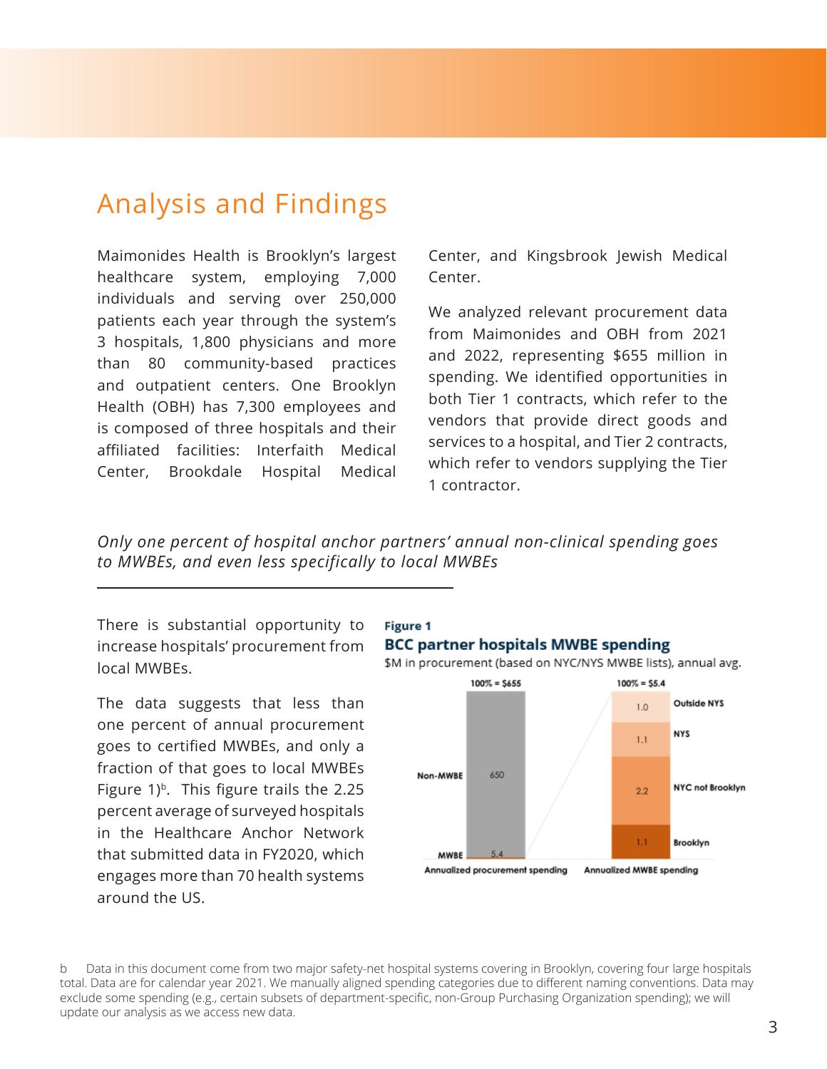# Analysis and Findings

Maimonides Health is Brooklyn's largest healthcare system, employing 7,000 individuals and serving over 250,000 patients each year through the system's 3 hospitals, 1,800 physicians and more than 80 community-based practices and outpatient centers. One Brooklyn Health (OBH) has 7,300 employees and is composed of three hospitals and their affiliated facilities: Interfaith Medical Center, Brookdale Hospital Medical Center, and Kingsbrook Jewish Medical Center.

We analyzed relevant procurement data from Maimonides and OBH from 2021 and 2022, representing $655 million in spending. We identified opportunities in both Tier 1 contracts, which refer to the vendors that provide direct goods and services to a hospital, and Tier 2 contracts, which refer to vendors supplying the Tier 1 contractor.

*Only one percent of hospital anchor partners' annual non-clinical spending goes to MWBEs, and even less specifically to local MWBEs*

There is substantial opportunity to increase hospitals' procurement from local MWBEs.

The data suggests that less than one percent of annual procurement goes to certified MWBEs, and only a fraction of that goes to local MWBEs Figure 1)[b]. This figure trails the 2.25 percent average of surveyed hospitals in the Healthcare Anchor Network that submitted data in FY2020, which engages more than 70 health systems around the US.

**Figure 1**

**BCC partner hospitals MWBE spending**

$M in procurement (based on NYC/NYS MWBE lists), annual avg.

| Annualized procurement spending (100% = $655) | $M |
|---|---|
| Non-MWBE | 650 |
| MWBE | 5.4 |

| Annualized MWBE spending (100% = $5.4) | $M |
|---|---|
| Outside NYS | 1.0 |
| NYS | 1.1 |
| NYC not Brooklyn | 2.2 |
| Brooklyn | 1.1 |

b Data in this document come from two major safety-net hospital systems covering in Brooklyn, covering four large hospitals total. Data are for calendar year 2021. We manually aligned spending categories due to different naming conventions. Data may exclude some spending (e.g., certain subsets of department-specific, non-Group Purchasing Organization spending); we will update our analysis as we access new data.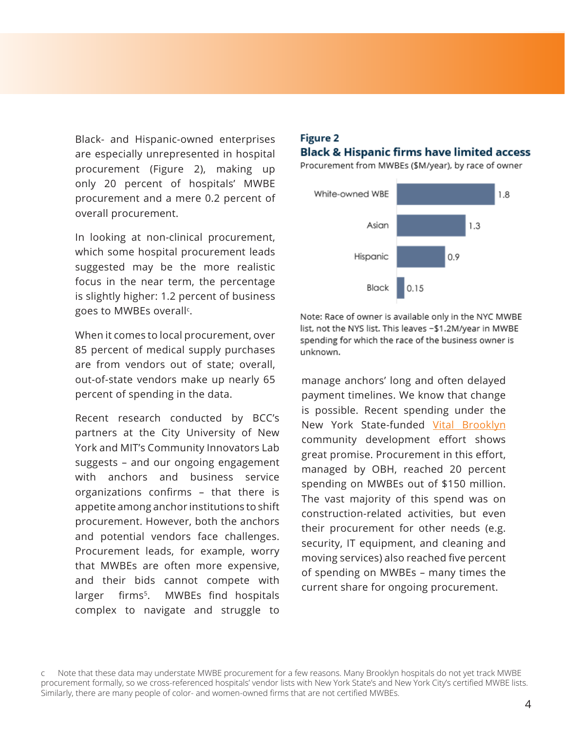Black- and Hispanic-owned enterprises are especially unrepresented in hospital procurement (Figure 2), making up only 20 percent of hospitals' MWBE procurement and a mere 0.2 percent of overall procurement.

In looking at non-clinical procurement, which some hospital procurement leads suggested may be the more realistic focus in the near term, the percentage is slightly higher: 1.2 percent of business goes to MWBEs overall[c].

When it comes to local procurement, over 85 percent of medical supply purchases are from vendors out of state; overall, out-of-state vendors make up nearly 65 percent of spending in the data.

Recent research conducted by BCC's partners at the City University of New York and MIT's Community Innovators Lab suggests – and our ongoing engagement with anchors and business service organizations confirms – that there is appetite among anchor institutions to shift procurement. However, both the anchors and potential vendors face challenges. Procurement leads, for example, worry that MWBEs are often more expensive, and their bids cannot compete with larger firms[5]. MWBEs find hospitals complex to navigate and struggle to manage anchors' long and often delayed payment timelines. We know that change is possible. Recent spending under the New York State-funded Vital Brooklyn community development effort shows great promise. Procurement in this effort, managed by OBH, reached 20 percent spending on MWBEs out of $150 million. The vast majority of this spend was on construction-related activities, but even their procurement for other needs (e.g. security, IT equipment, and cleaning and moving services) also reached five percent of spending on MWBEs – many times the current share for ongoing procurement.

**Figure 2**

**Black & Hispanic firms have limited access**

Procurement from MWBEs ($M/year), by race of owner

| Race of owner | $M/year |
| --- | --- |
| White-owned WBE | 1.8 |
| Asian | 1.3 |
| Hispanic | 0.9 |
| Black | 0.15 |

Note: Race of owner is available only in the NYC MWBE list, not the NYS list. This leaves ~$1.2M/year in MWBE spending for which the race of the business owner is unknown.

c Note that these data may understate MWBE procurement for a few reasons. Many Brooklyn hospitals do not yet track MWBE procurement formally, so we cross-referenced hospitals' vendor lists with New York State's and New York City's certified MWBE lists. Similarly, there are many people of color- and women-owned firms that are not certified MWBEs.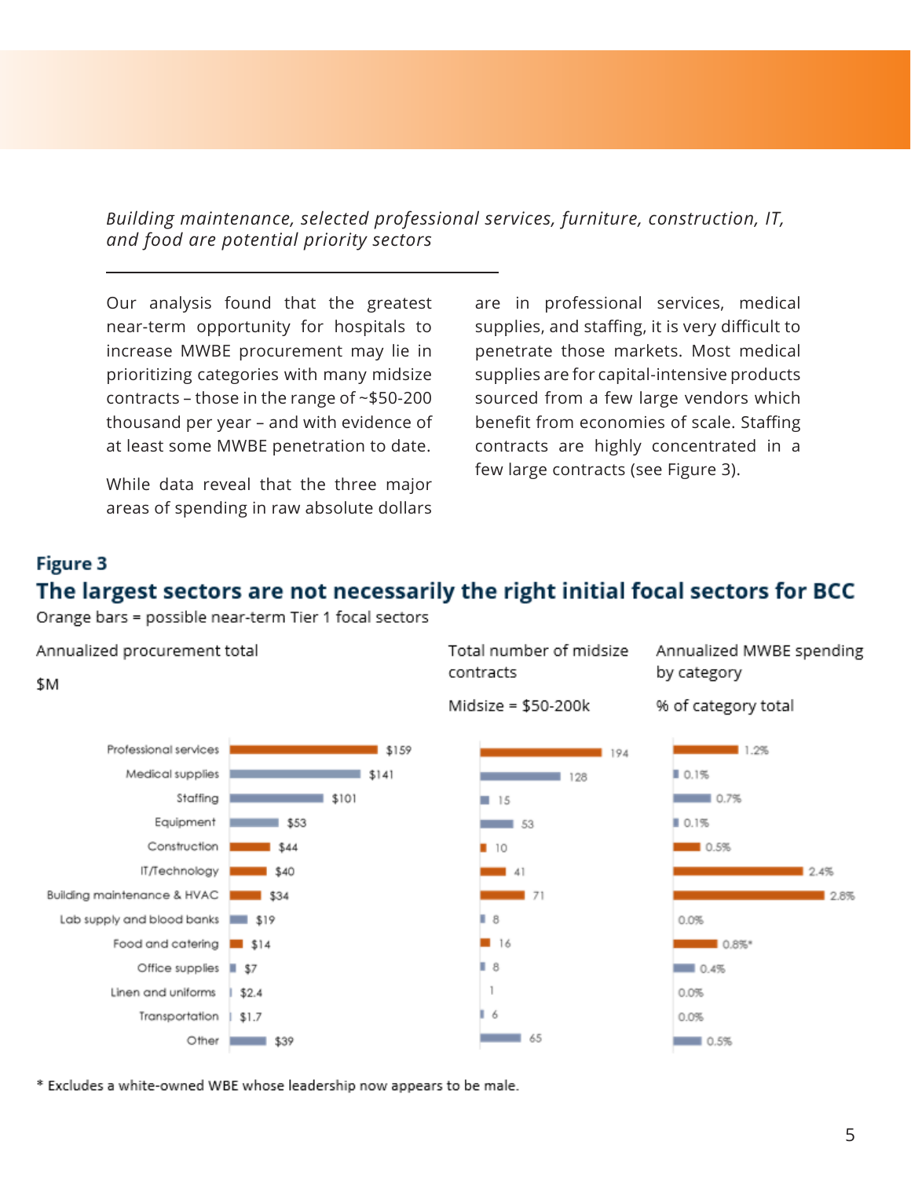*Building maintenance, selected professional services, furniture, construction, IT, and food are potential priority sectors*

Our analysis found that the greatest near-term opportunity for hospitals to increase MWBE procurement may lie in prioritizing categories with many midsize contracts – those in the range of ~$50-200 thousand per year – and with evidence of at least some MWBE penetration to date.

While data reveal that the three major areas of spending in raw absolute dollars are in professional services, medical supplies, and staffing, it is very difficult to penetrate those markets. Most medical supplies are for capital-intensive products sourced from a few large vendors which benefit from economies of scale. Staffing contracts are highly concentrated in a few large contracts (see Figure 3).

**Figure 3**

## The largest sectors are not necessarily the right initial focal sectors for BCC

Orange bars = possible near-term Tier 1 focal sectors

| Category | Annualized procurement total ($M) | Total number of midsize contracts (Midsize = $50-200k) | Annualized MWBE spending by category (% of category total) |
|---|---|---|---|
| Professional services | $159 | 194 | 1.2% |
| Medical supplies | $141 | 128 | 0.1% |
| Staffing | $101 | 15 | 0.7% |
| Equipment | $53 | 53 | 0.1% |
| Construction | $44 | 10 | 0.5% |
| IT/Technology | $40 | 41 | 2.4% |
| Building maintenance & HVAC | $34 | 71 | 2.8% |
| Lab supply and blood banks | $19 | 8 | 0.0% |
| Food and catering | $14 | 16 | 0.8%* |
| Office supplies | $7 | 8 | 0.4% |
| Linen and uniforms | $2.4 | 1 | 0.0% |
| Transportation | $1.7 | 6 | 0.0% |
| Other | $39 | 65 | 0.5% |

\* Excludes a white-owned WBE whose leadership now appears to be male.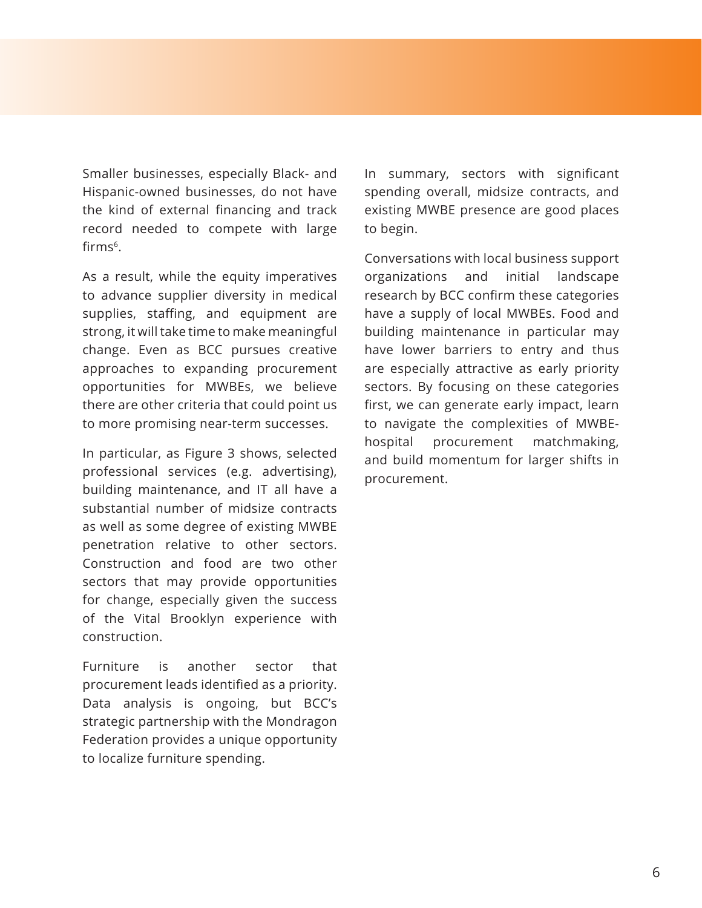Smaller businesses, especially Black- and Hispanic-owned businesses, do not have the kind of external financing and track record needed to compete with large firms[6].

As a result, while the equity imperatives to advance supplier diversity in medical supplies, staffing, and equipment are strong, it will take time to make meaningful change. Even as BCC pursues creative approaches to expanding procurement opportunities for MWBEs, we believe there are other criteria that could point us to more promising near-term successes.

In particular, as Figure 3 shows, selected professional services (e.g. advertising), building maintenance, and IT all have a substantial number of midsize contracts as well as some degree of existing MWBE penetration relative to other sectors. Construction and food are two other sectors that may provide opportunities for change, especially given the success of the Vital Brooklyn experience with construction.

Furniture is another sector that procurement leads identified as a priority. Data analysis is ongoing, but BCC's strategic partnership with the Mondragon Federation provides a unique opportunity to localize furniture spending.

In summary, sectors with significant spending overall, midsize contracts, and existing MWBE presence are good places to begin.

Conversations with local business support organizations and initial landscape research by BCC confirm these categories have a supply of local MWBEs. Food and building maintenance in particular may have lower barriers to entry and thus are especially attractive as early priority sectors. By focusing on these categories first, we can generate early impact, learn to navigate the complexities of MWBE-hospital procurement matchmaking, and build momentum for larger shifts in procurement.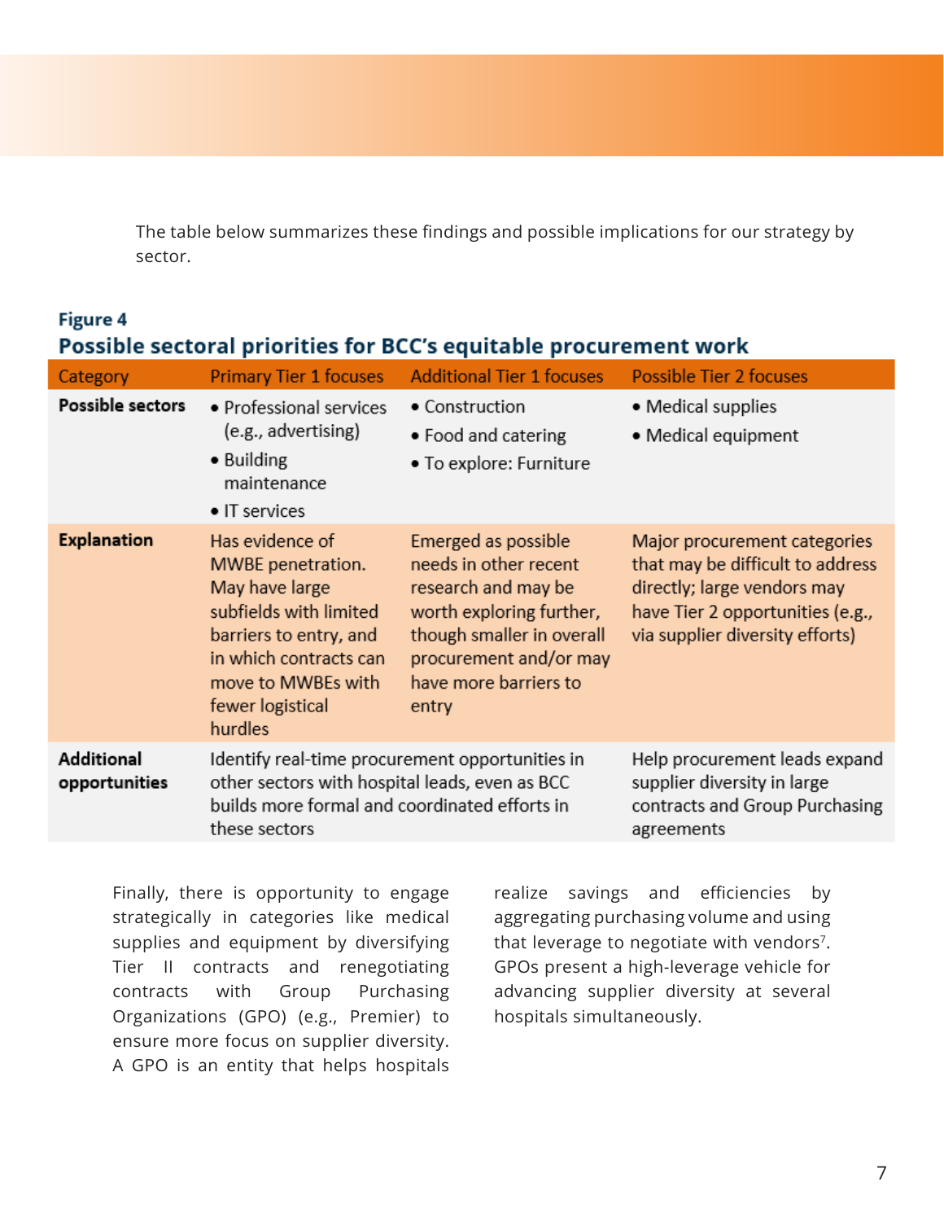The table below summarizes these findings and possible implications for our strategy by sector.

**Figure 4**

**Possible sectoral priorities for BCC's equitable procurement work**

| Category | Primary Tier 1 focuses | Additional Tier 1 focuses | Possible Tier 2 focuses |
|---|---|---|---|
| **Possible sectors** | • Professional services (e.g., advertising)<br>• Building maintenance<br>• IT services | • Construction<br>• Food and catering<br>• To explore: Furniture | • Medical supplies<br>• Medical equipment |
| **Explanation** | Has evidence of MWBE penetration. May have large subfields with limited barriers to entry, and in which contracts can move to MWBEs with fewer logistical hurdles | Emerged as possible needs in other recent research and may be worth exploring further, though smaller in overall procurement and/or may have more barriers to entry | Major procurement categories that may be difficult to address directly; large vendors may have Tier 2 opportunities (e.g., via supplier diversity efforts) |
| **Additional opportunities** | Identify real-time procurement opportunities in other sectors with hospital leads, even as BCC builds more formal and coordinated efforts in these sectors | | Help procurement leads expand supplier diversity in large contracts and Group Purchasing agreements |

Finally, there is opportunity to engage strategically in categories like medical supplies and equipment by diversifying Tier II contracts and renegotiating contracts with Group Purchasing Organizations (GPO) (e.g., Premier) to ensure more focus on supplier diversity. A GPO is an entity that helps hospitals realize savings and efficiencies by aggregating purchasing volume and using that leverage to negotiate with vendors[7]. GPOs present a high-leverage vehicle for advancing supplier diversity at several hospitals simultaneously.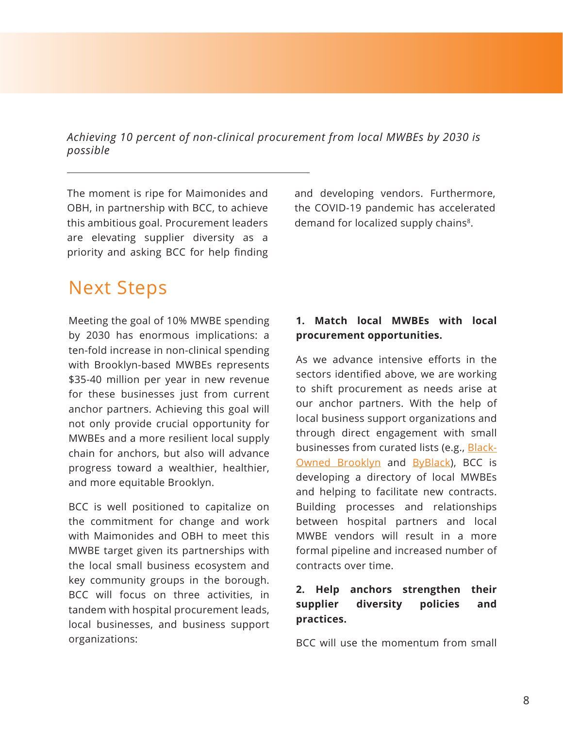*Achieving 10 percent of non-clinical procurement from local MWBEs by 2030 is possible*

The moment is ripe for Maimonides and OBH, in partnership with BCC, to achieve this ambitious goal. Procurement leaders are elevating supplier diversity as a priority and asking BCC for help finding and developing vendors. Furthermore, the COVID-19 pandemic has accelerated demand for localized supply chains[8].

## Next Steps

Meeting the goal of 10% MWBE spending by 2030 has enormous implications: a ten-fold increase in non-clinical spending with Brooklyn-based MWBEs represents $35-40 million per year in new revenue for these businesses just from current anchor partners. Achieving this goal will not only provide crucial opportunity for MWBEs and a more resilient local supply chain for anchors, but also will advance progress toward a wealthier, healthier, and more equitable Brooklyn.

BCC is well positioned to capitalize on the commitment for change and work with Maimonides and OBH to meet this MWBE target given its partnerships with the local small business ecosystem and key community groups in the borough. BCC will focus on three activities, in tandem with hospital procurement leads, local businesses, and business support organizations:

**1. Match local MWBEs with local procurement opportunities.**

As we advance intensive efforts in the sectors identified above, we are working to shift procurement as needs arise at our anchor partners. With the help of local business support organizations and through direct engagement with small businesses from curated lists (e.g., Black-Owned Brooklyn and ByBlack), BCC is developing a directory of local MWBEs and helping to facilitate new contracts. Building processes and relationships between hospital partners and local MWBE vendors will result in a more formal pipeline and increased number of contracts over time.

**2. Help anchors strengthen their supplier diversity policies and practices.**

BCC will use the momentum from small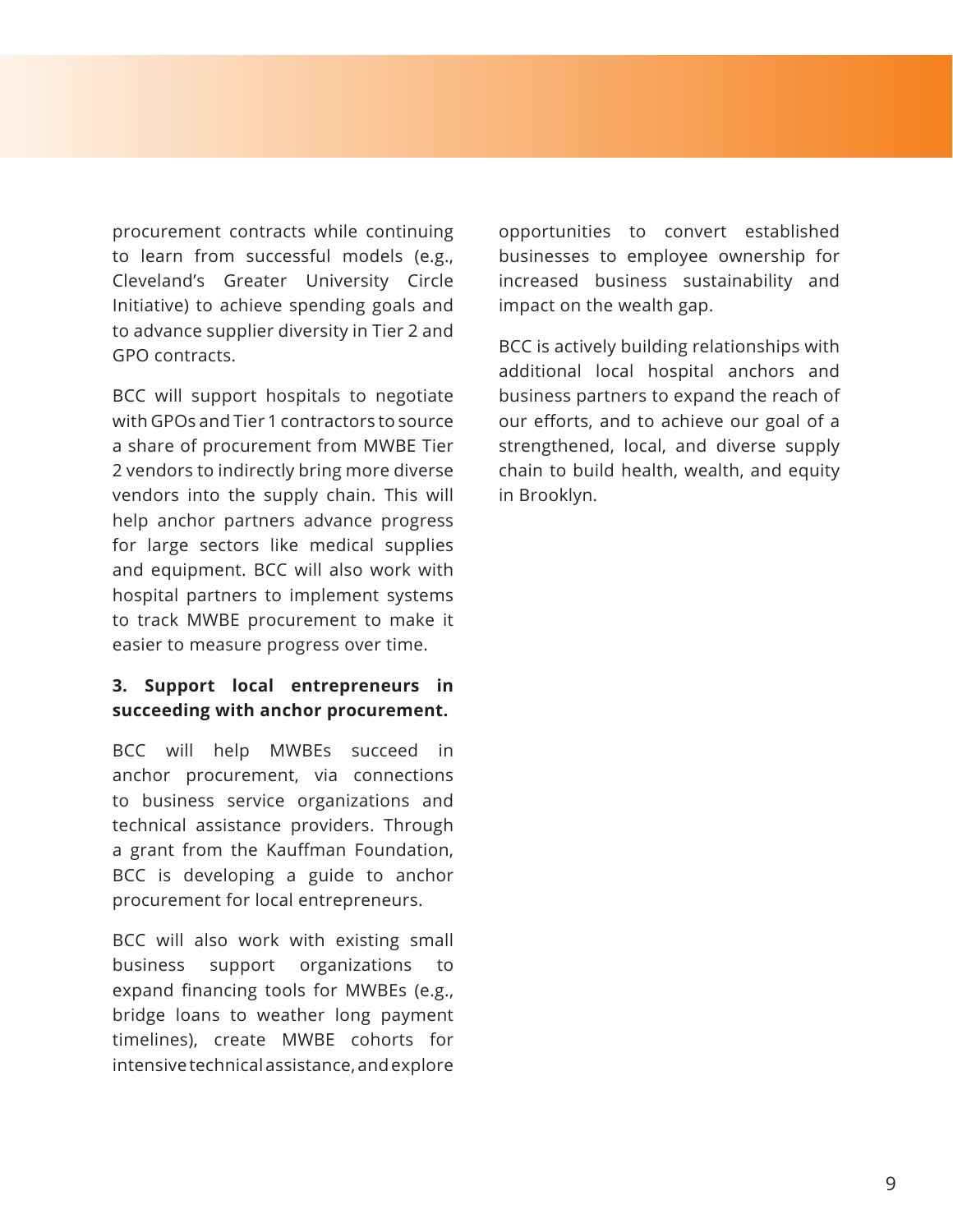procurement contracts while continuing to learn from successful models (e.g., Cleveland's Greater University Circle Initiative) to achieve spending goals and to advance supplier diversity in Tier 2 and GPO contracts.

BCC will support hospitals to negotiate with GPOs and Tier 1 contractors to source a share of procurement from MWBE Tier 2 vendors to indirectly bring more diverse vendors into the supply chain. This will help anchor partners advance progress for large sectors like medical supplies and equipment. BCC will also work with hospital partners to implement systems to track MWBE procurement to make it easier to measure progress over time.

**3. Support local entrepreneurs in succeeding with anchor procurement.**

BCC will help MWBEs succeed in anchor procurement, via connections to business service organizations and technical assistance providers. Through a grant from the Kauffman Foundation, BCC is developing a guide to anchor procurement for local entrepreneurs.

BCC will also work with existing small business support organizations to expand financing tools for MWBEs (e.g., bridge loans to weather long payment timelines), create MWBE cohorts for intensive technical assistance, and explore opportunities to convert established businesses to employee ownership for increased business sustainability and impact on the wealth gap.

BCC is actively building relationships with additional local hospital anchors and business partners to expand the reach of our efforts, and to achieve our goal of a strengthened, local, and diverse supply chain to build health, wealth, and equity in Brooklyn.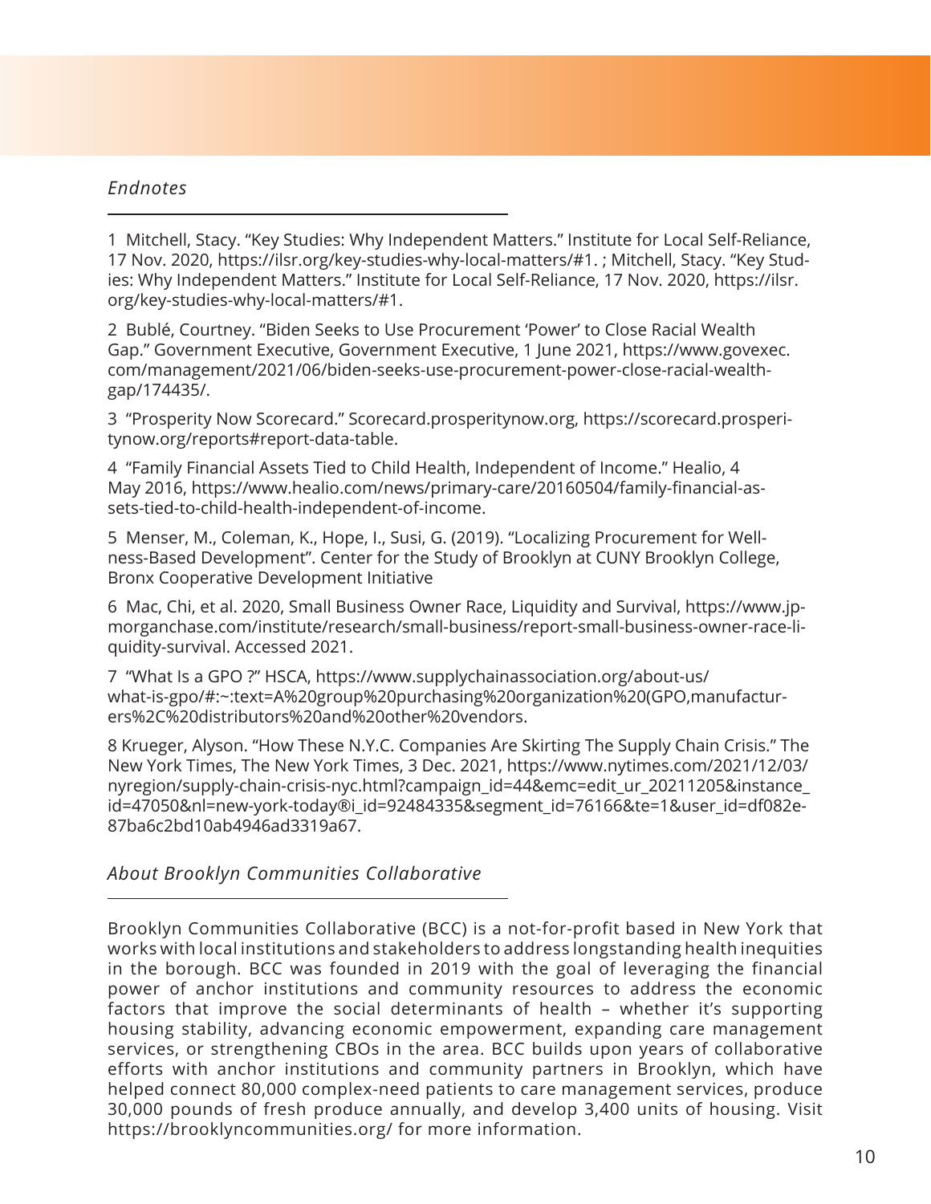*Endnotes*

1 Mitchell, Stacy. "Key Studies: Why Independent Matters." Institute for Local Self-Reliance, 17 Nov. 2020, https://ilsr.org/key-studies-why-local-matters/#1. ; Mitchell, Stacy. "Key Studies: Why Independent Matters." Institute for Local Self-Reliance, 17 Nov. 2020, https://ilsr.org/key-studies-why-local-matters/#1.

2 Bublé, Courtney. "Biden Seeks to Use Procurement 'Power' to Close Racial Wealth Gap." Government Executive, Government Executive, 1 June 2021, https://www.govexec.com/management/2021/06/biden-seeks-use-procurement-power-close-racial-wealth-gap/174435/.

3 "Prosperity Now Scorecard." Scorecard.prosperitynow.org, https://scorecard.prosperitynow.org/reports#report-data-table.

4 "Family Financial Assets Tied to Child Health, Independent of Income." Healio, 4 May 2016, https://www.healio.com/news/primary-care/20160504/family-financial-assets-tied-to-child-health-independent-of-income.

5 Menser, M., Coleman, K., Hope, I., Susi, G. (2019). "Localizing Procurement for Wellness-Based Development". Center for the Study of Brooklyn at CUNY Brooklyn College, Bronx Cooperative Development Initiative

6 Mac, Chi, et al. 2020, Small Business Owner Race, Liquidity and Survival, https://www.jpmorganchase.com/institute/research/small-business/report-small-business-owner-race-liquidity-survival. Accessed 2021.

7 "What Is a GPO ?" HSCA, https://www.supplychainassociation.org/about-us/what-is-gpo/#:~:text=A%20group%20purchasing%20organization%20(GPO,manufacturers%2C%20distributors%20and%20other%20vendors.

8 Krueger, Alyson. "How These N.Y.C. Companies Are Skirting The Supply Chain Crisis." The New York Times, The New York Times, 3 Dec. 2021, https://www.nytimes.com/2021/12/03/nyregion/supply-chain-crisis-nyc.html?campaign_id=44&emc=edit_ur_20211205&instance_id=47050&nl=new-york-today®i_id=92484335&segment_id=76166&te=1&user_id=df082e87ba6c2bd10ab4946ad3319a67.

*About Brooklyn Communities Collaborative*

Brooklyn Communities Collaborative (BCC) is a not-for-profit based in New York that works with local institutions and stakeholders to address longstanding health inequities in the borough. BCC was founded in 2019 with the goal of leveraging the financial power of anchor institutions and community resources to address the economic factors that improve the social determinants of health – whether it's supporting housing stability, advancing economic empowerment, expanding care management services, or strengthening CBOs in the area. BCC builds upon years of collaborative efforts with anchor institutions and community partners in Brooklyn, which have helped connect 80,000 complex-need patients to care management services, produce 30,000 pounds of fresh produce annually, and develop 3,400 units of housing. Visit https://brooklyncommunities.org/ for more information.